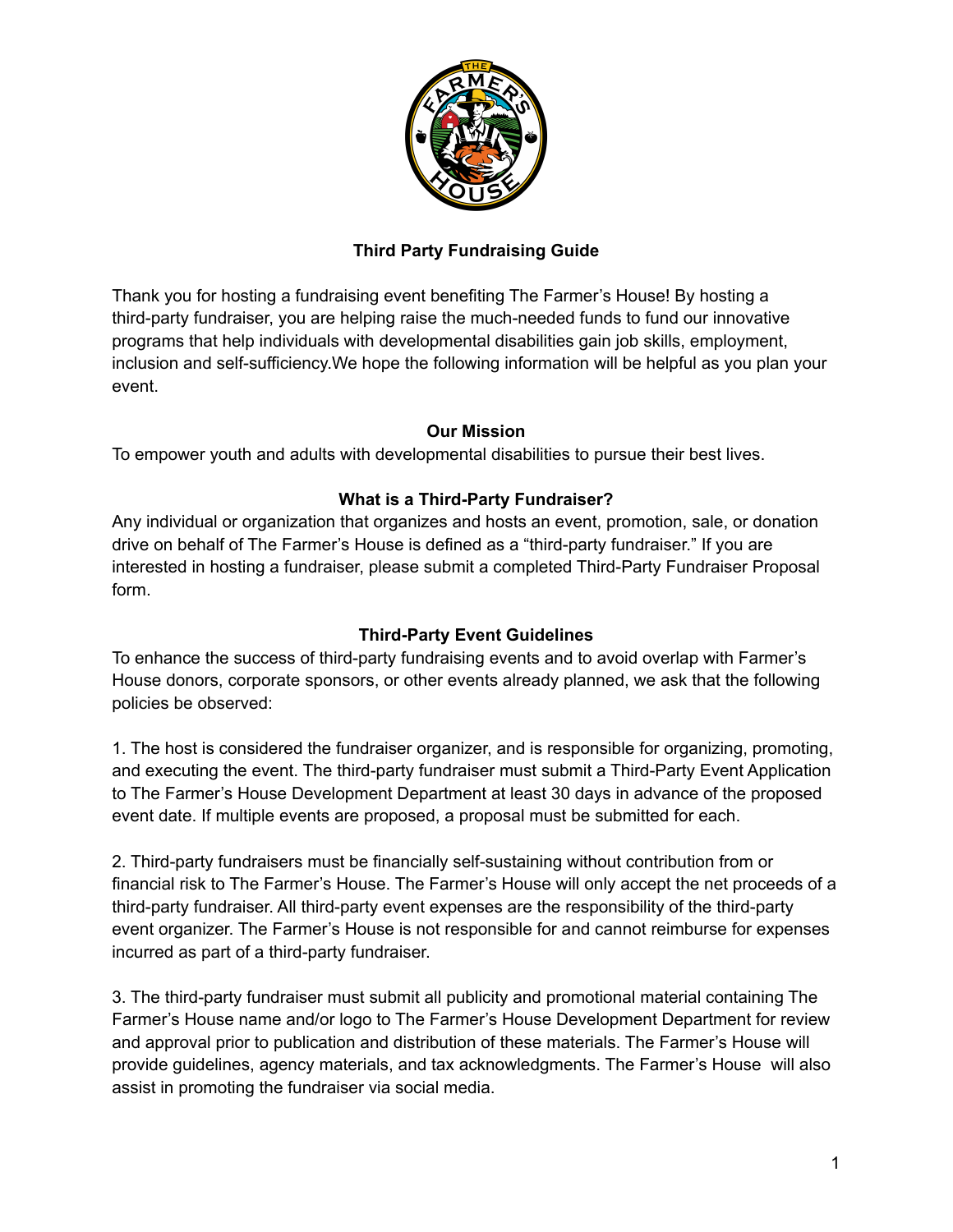## Third Party Fundraising Guide

Thank you for hosting a fundraising event benefiting The Farmer's House! By hosting a third-party fundraiser, you are helping raise the much-needed funds to fund our innovative programs that help individuals with developmental disabilities gain job skills, employment, inclusion and self-sufficiency.We hope the following information will be helpful as you plan your event.

### Our Mission

To empower youth and adults with developmental disabilities to pursue their best lives.

### What is a Third-Party Fundraiser?

Any individual or organization that organizes and hosts an event, promotion, sale, or donation drive on behalf of The Farmer's House is defined as a "third-party fundraiser." If you are interested in hosting a fundraiser, please submit a completed Third-Party Fundraiser Proposal form.

### Third-Party Event Guidelines

To enhance the success of third-party fundraising events and to avoid overlap with Farmer's House donors, corporate sponsors, or other events already planned, we ask that the following policies be observed:

1. The host is considered the fundraiser organizer, and is responsible for organizing, promoting, and executing the event. The third-party fundraiser must submit a Third-Party Event Application to The Farmer's House Development Department at least 30 days in advance of the proposed event date. If multiple events are proposed, a proposal must be submitted for each.

2. Third-party fundraisers must be financially self-sustaining without contribution from or financial risk to The Farmer's House. The Farmer's House will only accept the net proceeds of a third-party fundraiser. All third-party event expenses are the responsibility of the third-party event organizer. The Farmer's House is not responsible for and cannot reimburse for expenses incurred as part of a third-party fundraiser.

3. The third-party fundraiser must submit all publicity and promotional material containing The Farmer's House name and/or logo to The Farmer's House Development Department for review and approval prior to publication and distribution of these materials. The Farmer's House will provide guidelines, agency materials, and tax acknowledgments. The Farmer's House will also assist in promoting the fundraiser via social media.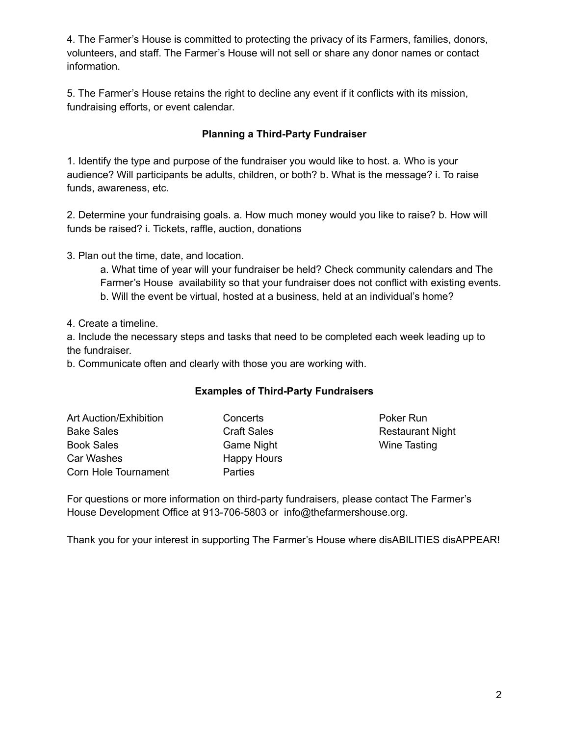4. The Farmer's House is committed to protecting the privacy of its Farmers, families, donors, volunteers, and staff. The Farmer's House will not sell or share any donor names or contact information.

5. The Farmer's House retains the right to decline any event if it conflicts with its mission, fundraising efforts, or event calendar.

## Planning a Third-Party Fundraiser

1. Identify the type and purpose of the fundraiser you would like to host. a. Who is your audience? Will participants be adults, children, or both? b. What is the message? i. To raise funds, awareness, etc.

2. Determine your fundraising goals. a. How much money would you like to raise? b. How will funds be raised? i. Tickets, raffle, auction, donations

3. Plan out the time, date, and location.
   a. What time of year will your fundraiser be held? Check community calendars and The Farmer's House availability so that your fundraiser does not conflict with existing events.
   b. Will the event be virtual, hosted at a business, held at an individual's home?

4. Create a timeline.
a. Include the necessary steps and tasks that need to be completed each week leading up to the fundraiser.
b. Communicate often and clearly with those you are working with.

## Examples of Third-Party Fundraisers

- Art Auction/Exhibition
- Bake Sales
- Book Sales
- Car Washes
- Corn Hole Tournament
- Concerts
- Craft Sales
- Game Night
- Happy Hours
- Parties
- Poker Run
- Restaurant Night
- Wine Tasting

For questions or more information on third-party fundraisers, please contact The Farmer's House Development Office at 913-706-5803 or info@thefarmershouse.org.

Thank you for your interest in supporting The Farmer's House where disABILITIES disAPPEAR!